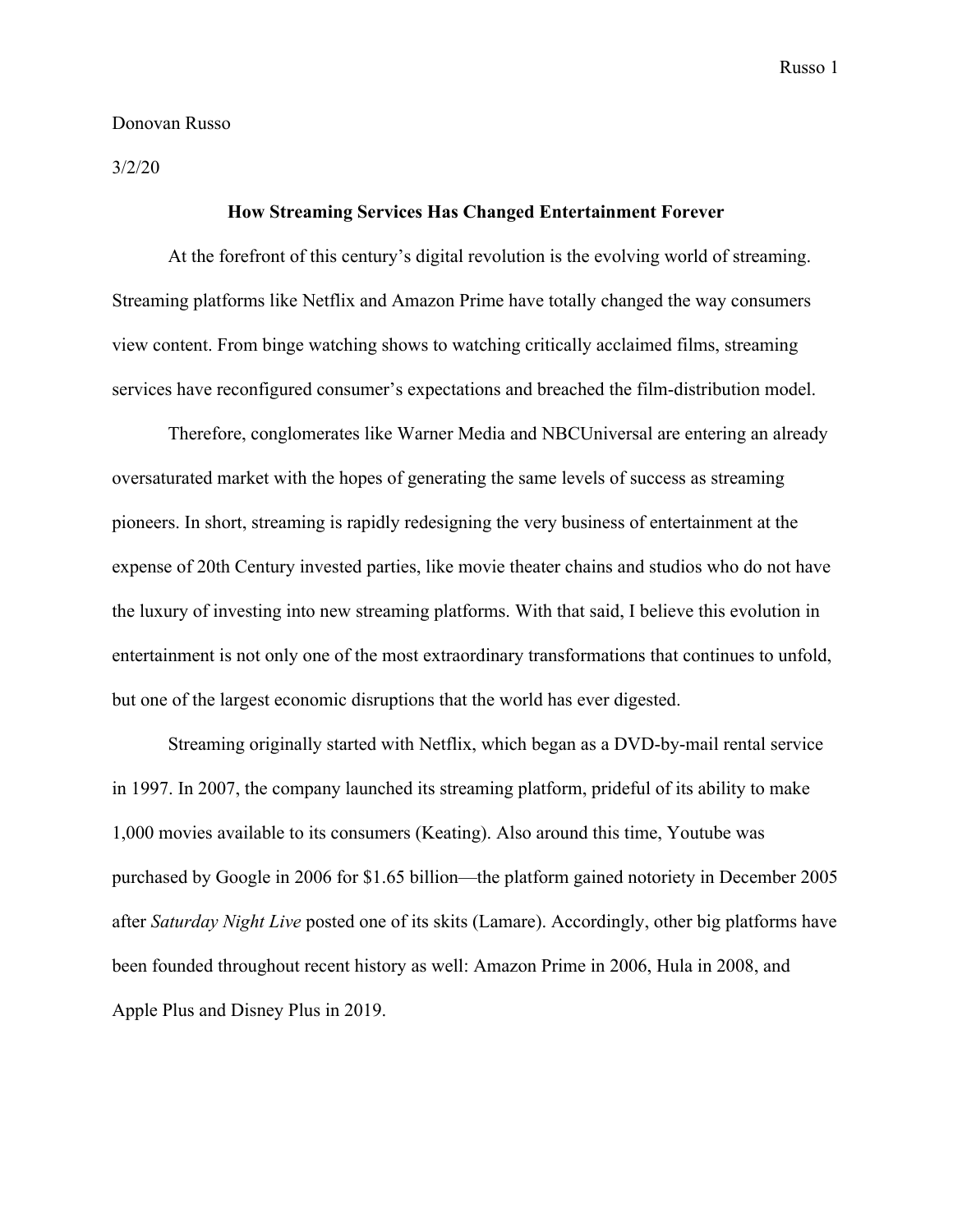Donovan Russo

3/2/20

# How Streaming Services Has Changed Entertainment Forever

At the forefront of this century's digital revolution is the evolving world of streaming. Streaming platforms like Netflix and Amazon Prime have totally changed the way consumers view content. From binge watching shows to watching critically acclaimed films, streaming services have reconfigured consumer's expectations and breached the film-distribution model.

Therefore, conglomerates like Warner Media and NBCUniversal are entering an already oversaturated market with the hopes of generating the same levels of success as streaming pioneers. In short, streaming is rapidly redesigning the very business of entertainment at the expense of 20th Century invested parties, like movie theater chains and studios who do not have the luxury of investing into new streaming platforms. With that said, I believe this evolution in entertainment is not only one of the most extraordinary transformations that continues to unfold, but one of the largest economic disruptions that the world has ever digested.

Streaming originally started with Netflix, which began as a DVD-by-mail rental service in 1997. In 2007, the company launched its streaming platform, prideful of its ability to make 1,000 movies available to its consumers (Keating). Also around this time, Youtube was purchased by Google in 2006 for $1.65 billion—the platform gained notoriety in December 2005 after *Saturday Night Live* posted one of its skits (Lamare). Accordingly, other big platforms have been founded throughout recent history as well: Amazon Prime in 2006, Hula in 2008, and Apple Plus and Disney Plus in 2019.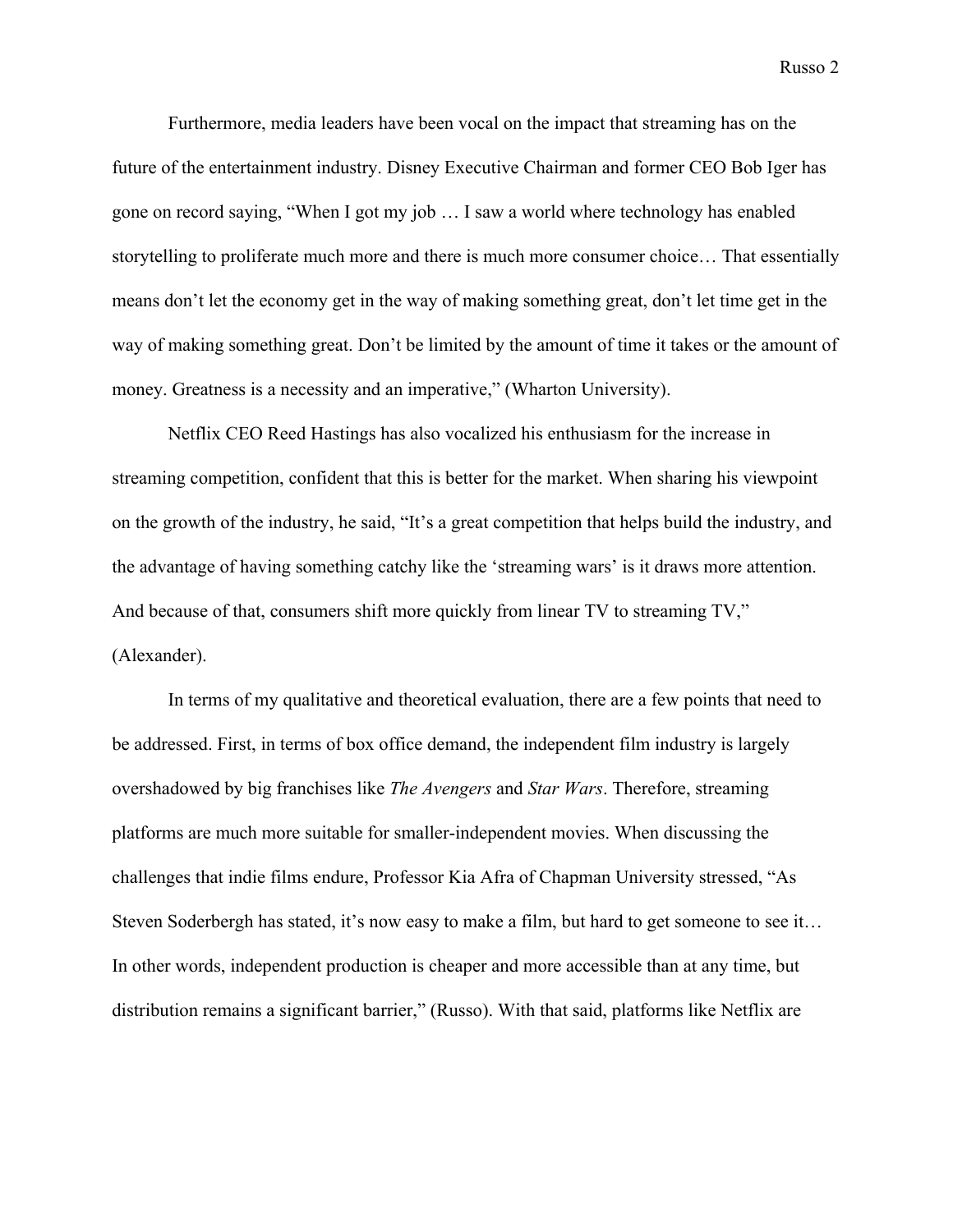Furthermore, media leaders have been vocal on the impact that streaming has on the future of the entertainment industry. Disney Executive Chairman and former CEO Bob Iger has gone on record saying, "When I got my job … I saw a world where technology has enabled storytelling to proliferate much more and there is much more consumer choice… That essentially means don't let the economy get in the way of making something great, don't let time get in the way of making something great. Don't be limited by the amount of time it takes or the amount of money. Greatness is a necessity and an imperative," (Wharton University).

Netflix CEO Reed Hastings has also vocalized his enthusiasm for the increase in streaming competition, confident that this is better for the market. When sharing his viewpoint on the growth of the industry, he said, "It's a great competition that helps build the industry, and the advantage of having something catchy like the 'streaming wars' is it draws more attention. And because of that, consumers shift more quickly from linear TV to streaming TV," (Alexander).

In terms of my qualitative and theoretical evaluation, there are a few points that need to be addressed. First, in terms of box office demand, the independent film industry is largely overshadowed by big franchises like *The Avengers* and *Star Wars*. Therefore, streaming platforms are much more suitable for smaller-independent movies. When discussing the challenges that indie films endure, Professor Kia Afra of Chapman University stressed, "As Steven Soderbergh has stated, it's now easy to make a film, but hard to get someone to see it… In other words, independent production is cheaper and more accessible than at any time, but distribution remains a significant barrier," (Russo). With that said, platforms like Netflix are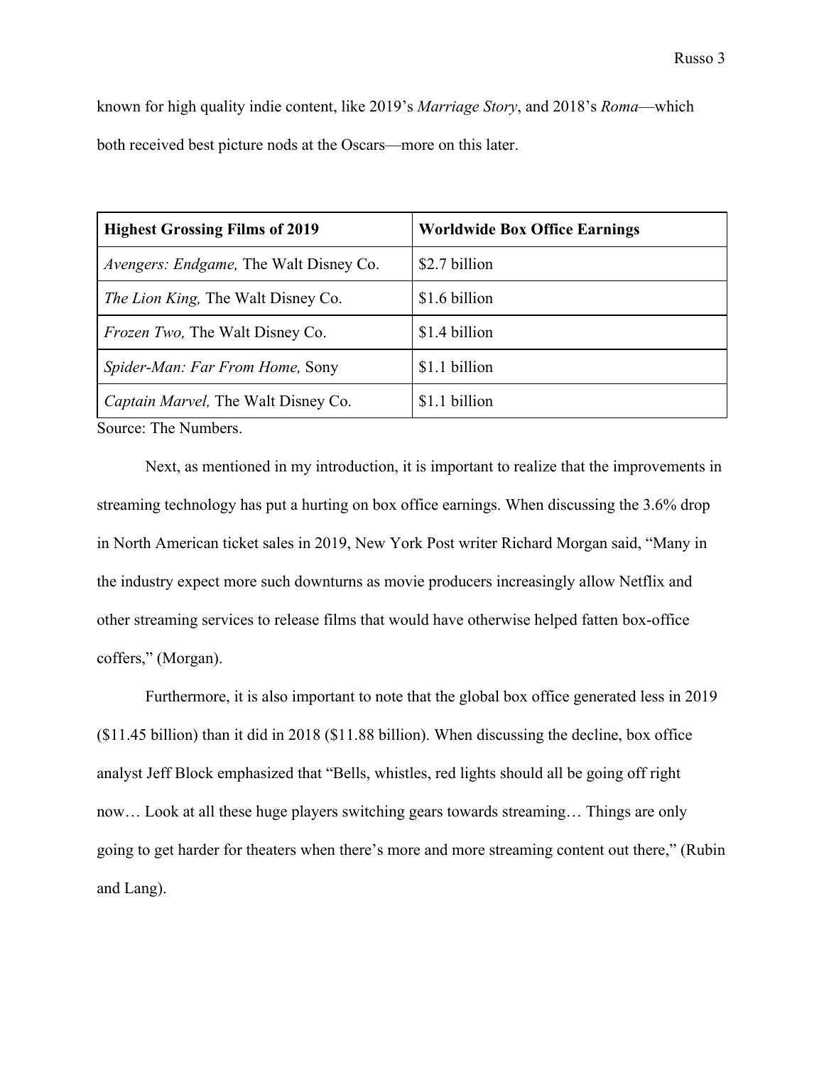known for high quality indie content, like 2019's *Marriage Story*, and 2018's *Roma*—which both received best picture nods at the Oscars—more on this later.

| **Highest Grossing Films of 2019** | **Worldwide Box Office Earnings** |
|---|---|
| *Avengers: Endgame,* The Walt Disney Co. | $2.7 billion |
| *The Lion King,* The Walt Disney Co. | $1.6 billion |
| *Frozen Two,* The Walt Disney Co. | $1.4 billion |
| *Spider-Man: Far From Home,* Sony | $1.1 billion |
| *Captain Marvel,* The Walt Disney Co. | $1.1 billion |

Source: The Numbers.

Next, as mentioned in my introduction, it is important to realize that the improvements in streaming technology has put a hurting on box office earnings. When discussing the 3.6% drop in North American ticket sales in 2019, New York Post writer Richard Morgan said, "Many in the industry expect more such downturns as movie producers increasingly allow Netflix and other streaming services to release films that would have otherwise helped fatten box-office coffers," (Morgan).

Furthermore, it is also important to note that the global box office generated less in 2019 ($11.45 billion) than it did in 2018 ($11.88 billion). When discussing the decline, box office analyst Jeff Block emphasized that "Bells, whistles, red lights should all be going off right now… Look at all these huge players switching gears towards streaming… Things are only going to get harder for theaters when there's more and more streaming content out there," (Rubin and Lang).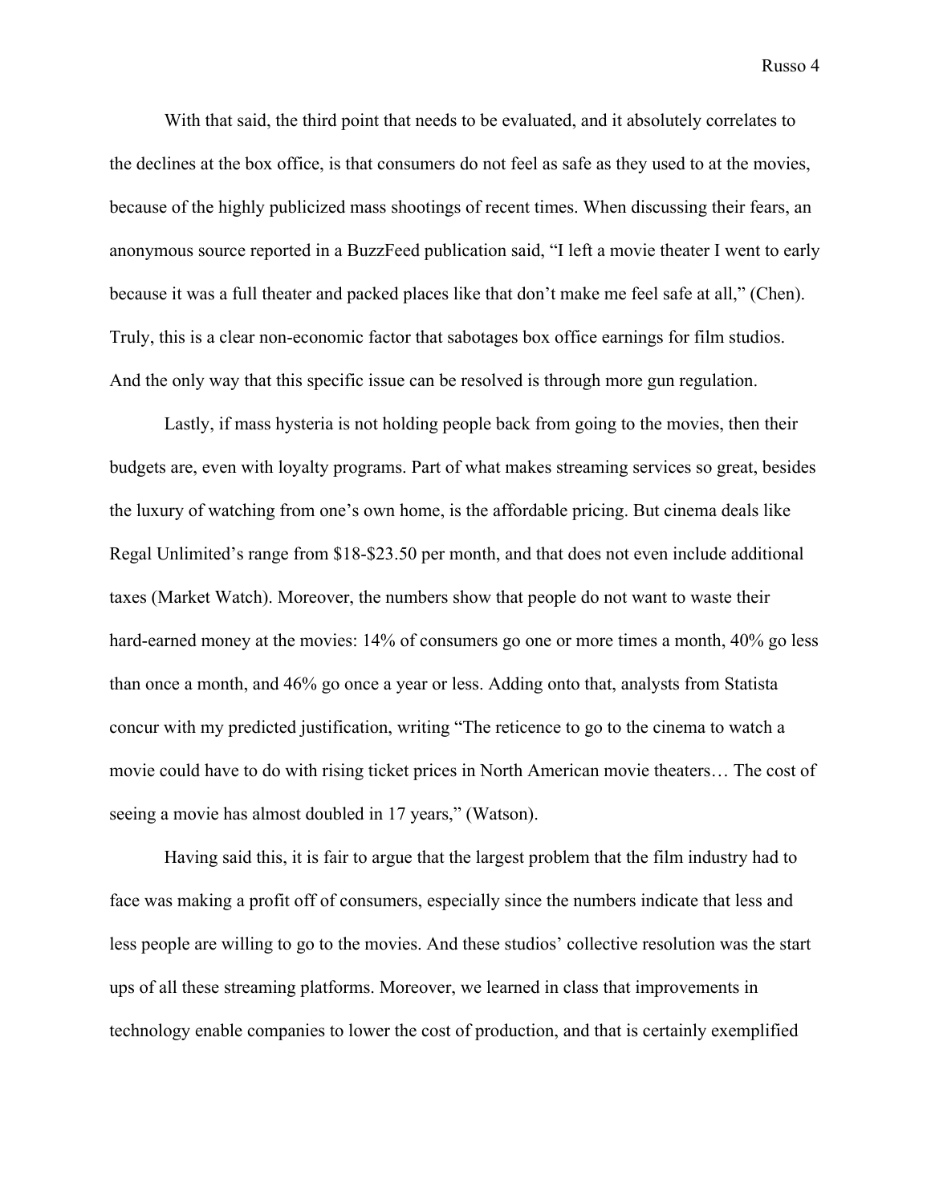With that said, the third point that needs to be evaluated, and it absolutely correlates to the declines at the box office, is that consumers do not feel as safe as they used to at the movies, because of the highly publicized mass shootings of recent times. When discussing their fears, an anonymous source reported in a BuzzFeed publication said, "I left a movie theater I went to early because it was a full theater and packed places like that don't make me feel safe at all," (Chen). Truly, this is a clear non-economic factor that sabotages box office earnings for film studios. And the only way that this specific issue can be resolved is through more gun regulation.

Lastly, if mass hysteria is not holding people back from going to the movies, then their budgets are, even with loyalty programs. Part of what makes streaming services so great, besides the luxury of watching from one's own home, is the affordable pricing. But cinema deals like Regal Unlimited's range from $18-$23.50 per month, and that does not even include additional taxes (Market Watch). Moreover, the numbers show that people do not want to waste their hard-earned money at the movies: 14% of consumers go one or more times a month, 40% go less than once a month, and 46% go once a year or less. Adding onto that, analysts from Statista concur with my predicted justification, writing "The reticence to go to the cinema to watch a movie could have to do with rising ticket prices in North American movie theaters… The cost of seeing a movie has almost doubled in 17 years," (Watson).

Having said this, it is fair to argue that the largest problem that the film industry had to face was making a profit off of consumers, especially since the numbers indicate that less and less people are willing to go to the movies. And these studios' collective resolution was the start ups of all these streaming platforms. Moreover, we learned in class that improvements in technology enable companies to lower the cost of production, and that is certainly exemplified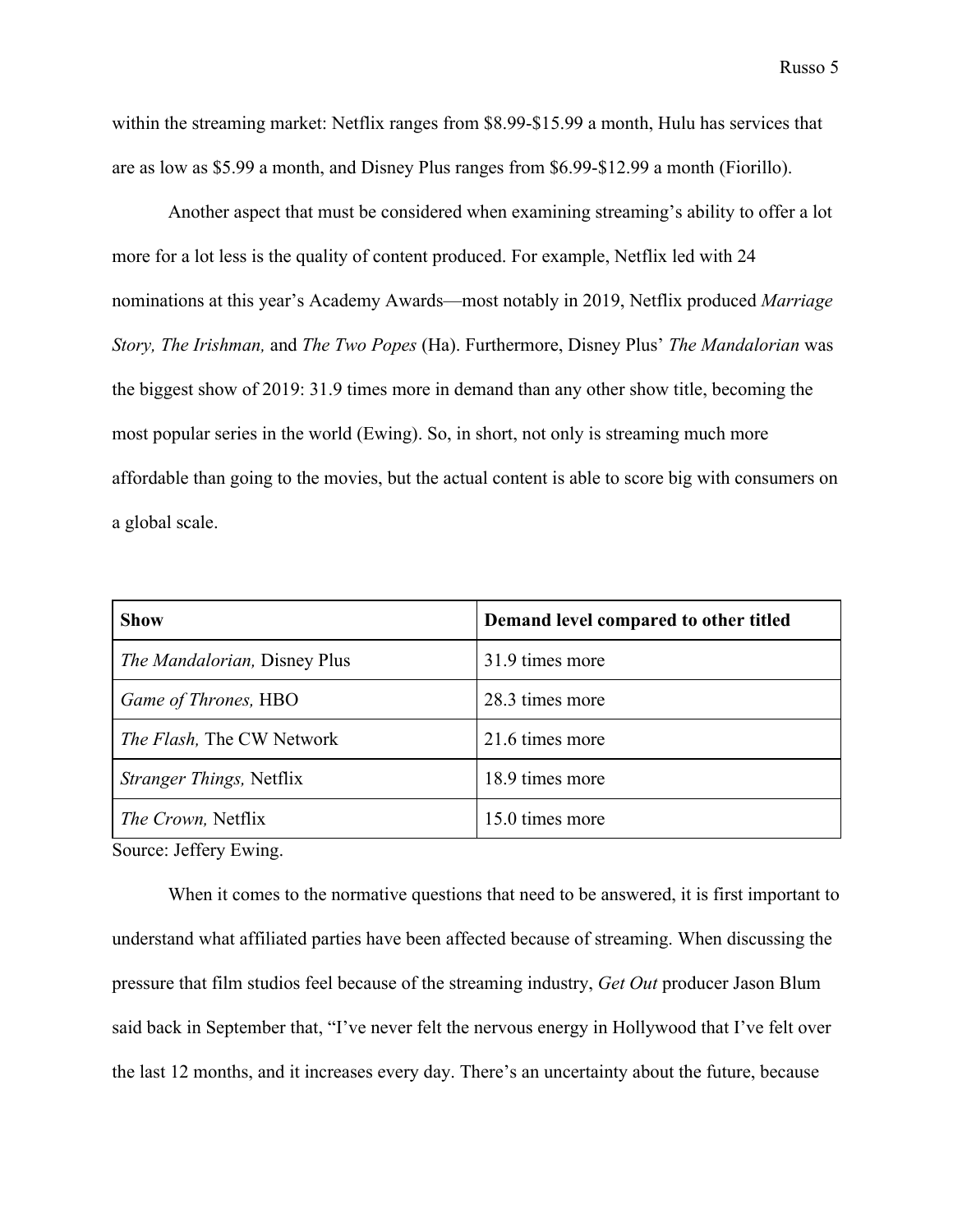within the streaming market: Netflix ranges from $8.99-$15.99 a month, Hulu has services that are as low as $5.99 a month, and Disney Plus ranges from $6.99-$12.99 a month (Fiorillo).

Another aspect that must be considered when examining streaming's ability to offer a lot more for a lot less is the quality of content produced. For example, Netflix led with 24 nominations at this year's Academy Awards—most notably in 2019, Netflix produced *Marriage Story, The Irishman,* and *The Two Popes* (Ha). Furthermore, Disney Plus' *The Mandalorian* was the biggest show of 2019: 31.9 times more in demand than any other show title, becoming the most popular series in the world (Ewing). So, in short, not only is streaming much more affordable than going to the movies, but the actual content is able to score big with consumers on a global scale.

| **Show** | **Demand level compared to other titled** |
|---|---|
| *The Mandalorian,* Disney Plus | 31.9 times more |
| *Game of Thrones,* HBO | 28.3 times more |
| *The Flash,* The CW Network | 21.6 times more |
| *Stranger Things,* Netflix | 18.9 times more |
| *The Crown,* Netflix | 15.0 times more |

Source: Jeffery Ewing.

When it comes to the normative questions that need to be answered, it is first important to understand what affiliated parties have been affected because of streaming. When discussing the pressure that film studios feel because of the streaming industry, *Get Out* producer Jason Blum said back in September that, "I've never felt the nervous energy in Hollywood that I've felt over the last 12 months, and it increases every day. There's an uncertainty about the future, because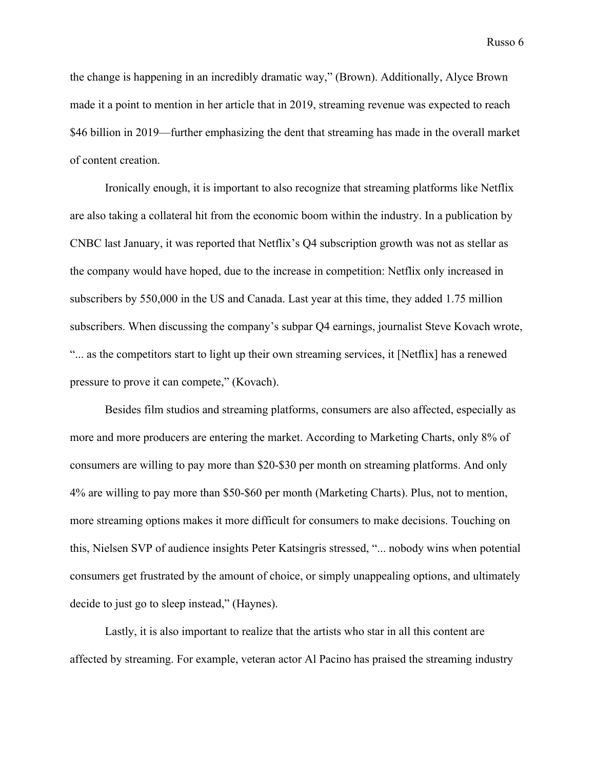the change is happening in an incredibly dramatic way," (Brown). Additionally, Alyce Brown made it a point to mention in her article that in 2019, streaming revenue was expected to reach $46 billion in 2019—further emphasizing the dent that streaming has made in the overall market of content creation.

Ironically enough, it is important to also recognize that streaming platforms like Netflix are also taking a collateral hit from the economic boom within the industry. In a publication by CNBC last January, it was reported that Netflix's Q4 subscription growth was not as stellar as the company would have hoped, due to the increase in competition: Netflix only increased in subscribers by 550,000 in the US and Canada. Last year at this time, they added 1.75 million subscribers. When discussing the company's subpar Q4 earnings, journalist Steve Kovach wrote, "... as the competitors start to light up their own streaming services, it [Netflix] has a renewed pressure to prove it can compete," (Kovach).

Besides film studios and streaming platforms, consumers are also affected, especially as more and more producers are entering the market. According to Marketing Charts, only 8% of consumers are willing to pay more than $20-$30 per month on streaming platforms. And only 4% are willing to pay more than $50-$60 per month (Marketing Charts). Plus, not to mention, more streaming options makes it more difficult for consumers to make decisions. Touching on this, Nielsen SVP of audience insights Peter Katsingris stressed, "... nobody wins when potential consumers get frustrated by the amount of choice, or simply unappealing options, and ultimately decide to just go to sleep instead," (Haynes).

Lastly, it is also important to realize that the artists who star in all this content are affected by streaming. For example, veteran actor Al Pacino has praised the streaming industry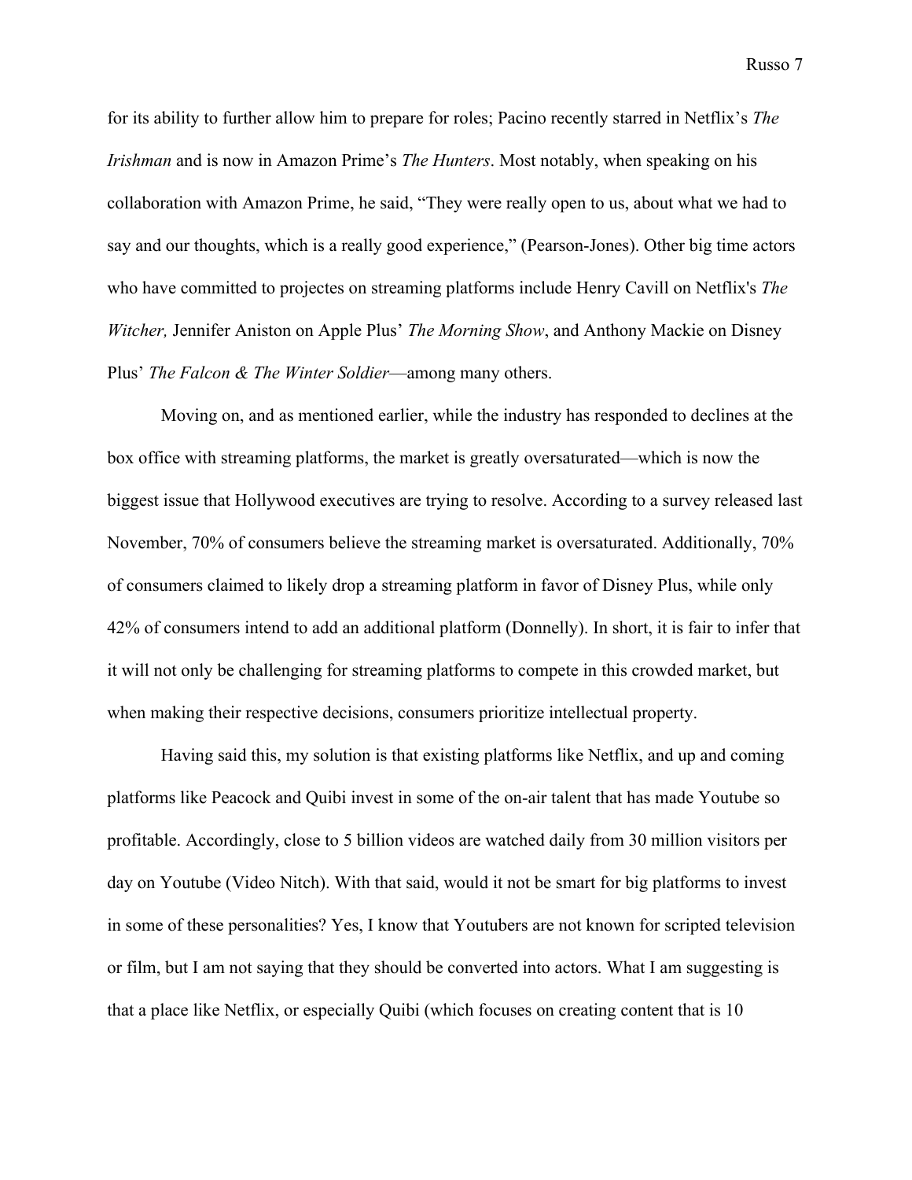for its ability to further allow him to prepare for roles; Pacino recently starred in Netflix's *The Irishman* and is now in Amazon Prime's *The Hunters*. Most notably, when speaking on his collaboration with Amazon Prime, he said, "They were really open to us, about what we had to say and our thoughts, which is a really good experience," (Pearson-Jones). Other big time actors who have committed to projectes on streaming platforms include Henry Cavill on Netflix's *The Witcher,* Jennifer Aniston on Apple Plus' *The Morning Show*, and Anthony Mackie on Disney Plus' *The Falcon & The Winter Soldier*—among many others.

Moving on, and as mentioned earlier, while the industry has responded to declines at the box office with streaming platforms, the market is greatly oversaturated—which is now the biggest issue that Hollywood executives are trying to resolve. According to a survey released last November, 70% of consumers believe the streaming market is oversaturated. Additionally, 70% of consumers claimed to likely drop a streaming platform in favor of Disney Plus, while only 42% of consumers intend to add an additional platform (Donnelly). In short, it is fair to infer that it will not only be challenging for streaming platforms to compete in this crowded market, but when making their respective decisions, consumers prioritize intellectual property.

Having said this, my solution is that existing platforms like Netflix, and up and coming platforms like Peacock and Quibi invest in some of the on-air talent that has made Youtube so profitable. Accordingly, close to 5 billion videos are watched daily from 30 million visitors per day on Youtube (Video Nitch). With that said, would it not be smart for big platforms to invest in some of these personalities? Yes, I know that Youtubers are not known for scripted television or film, but I am not saying that they should be converted into actors. What I am suggesting is that a place like Netflix, or especially Quibi (which focuses on creating content that is 10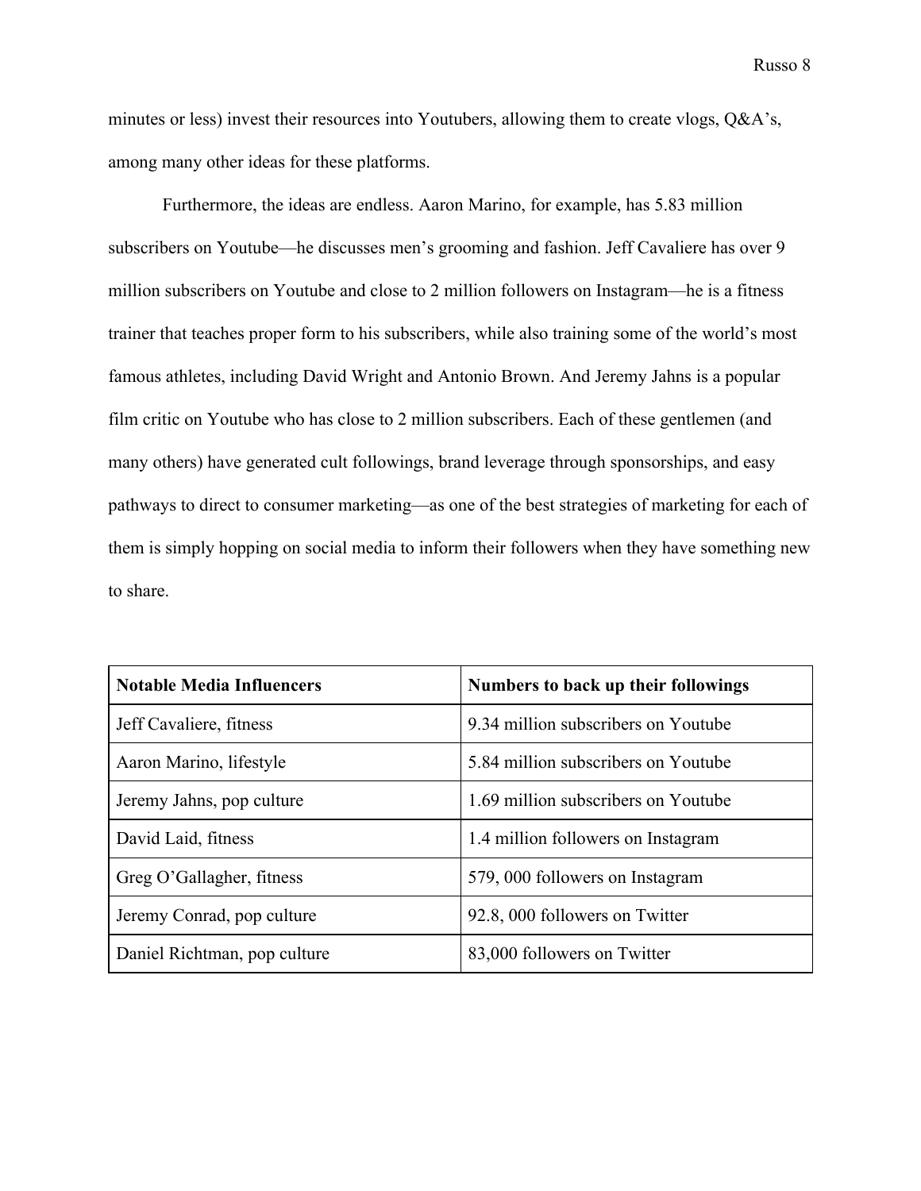minutes or less) invest their resources into Youtubers, allowing them to create vlogs, Q&A's, among many other ideas for these platforms.

Furthermore, the ideas are endless. Aaron Marino, for example, has 5.83 million subscribers on Youtube—he discusses men's grooming and fashion. Jeff Cavaliere has over 9 million subscribers on Youtube and close to 2 million followers on Instagram—he is a fitness trainer that teaches proper form to his subscribers, while also training some of the world's most famous athletes, including David Wright and Antonio Brown. And Jeremy Jahns is a popular film critic on Youtube who has close to 2 million subscribers. Each of these gentlemen (and many others) have generated cult followings, brand leverage through sponsorships, and easy pathways to direct to consumer marketing—as one of the best strategies of marketing for each of them is simply hopping on social media to inform their followers when they have something new to share.

| **Notable Media Influencers** | **Numbers to back up their followings** |
|---|---|
| Jeff Cavaliere, fitness | 9.34 million subscribers on Youtube |
| Aaron Marino, lifestyle | 5.84 million subscribers on Youtube |
| Jeremy Jahns, pop culture | 1.69 million subscribers on Youtube |
| David Laid, fitness | 1.4 million followers on Instagram |
| Greg O'Gallagher, fitness | 579, 000 followers on Instagram |
| Jeremy Conrad, pop culture | 92.8, 000 followers on Twitter |
| Daniel Richtman, pop culture | 83,000 followers on Twitter |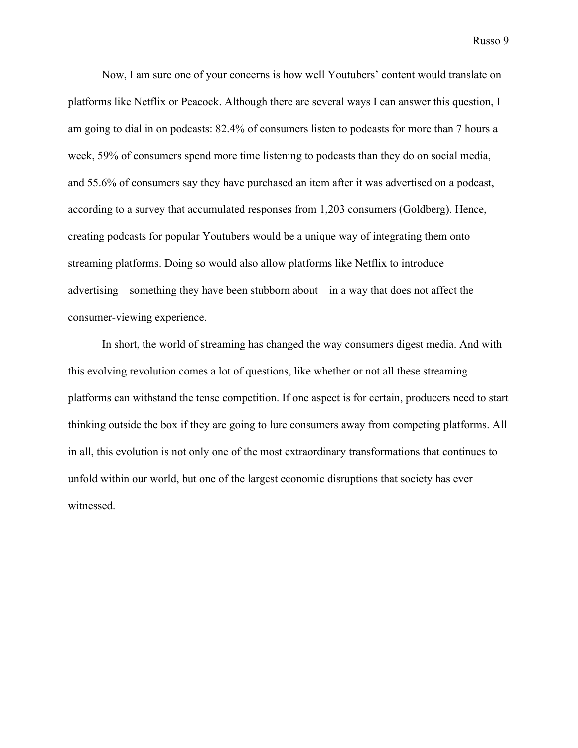Now, I am sure one of your concerns is how well Youtubers' content would translate on platforms like Netflix or Peacock. Although there are several ways I can answer this question, I am going to dial in on podcasts: 82.4% of consumers listen to podcasts for more than 7 hours a week, 59% of consumers spend more time listening to podcasts than they do on social media, and 55.6% of consumers say they have purchased an item after it was advertised on a podcast, according to a survey that accumulated responses from 1,203 consumers (Goldberg). Hence, creating podcasts for popular Youtubers would be a unique way of integrating them onto streaming platforms. Doing so would also allow platforms like Netflix to introduce advertising—something they have been stubborn about—in a way that does not affect the consumer-viewing experience.

In short, the world of streaming has changed the way consumers digest media. And with this evolving revolution comes a lot of questions, like whether or not all these streaming platforms can withstand the tense competition. If one aspect is for certain, producers need to start thinking outside the box if they are going to lure consumers away from competing platforms. All in all, this evolution is not only one of the most extraordinary transformations that continues to unfold within our world, but one of the largest economic disruptions that society has ever witnessed.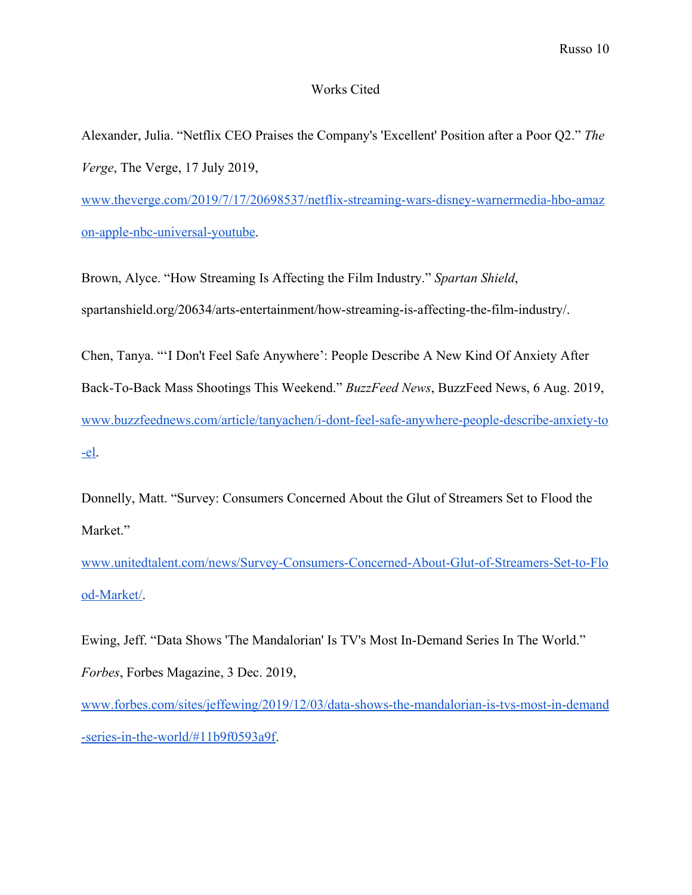# Works Cited

Alexander, Julia. “Netflix CEO Praises the Company's 'Excellent' Position after a Poor Q2.” *The Verge*, The Verge, 17 July 2019, www.theverge.com/2019/7/17/20698537/netflix-streaming-wars-disney-warnermedia-hbo-amazon-apple-nbc-universal-youtube.

Brown, Alyce. “How Streaming Is Affecting the Film Industry.” *Spartan Shield*, spartanshield.org/20634/arts-entertainment/how-streaming-is-affecting-the-film-industry/.

Chen, Tanya. “‘I Don't Feel Safe Anywhere’: People Describe A New Kind Of Anxiety After Back-To-Back Mass Shootings This Weekend.” *BuzzFeed News*, BuzzFeed News, 6 Aug. 2019, www.buzzfeednews.com/article/tanyachen/i-dont-feel-safe-anywhere-people-describe-anxiety-to-el.

Donnelly, Matt. “Survey: Consumers Concerned About the Glut of Streamers Set to Flood the Market.” www.unitedtalent.com/news/Survey-Consumers-Concerned-About-Glut-of-Streamers-Set-to-Flood-Market/.

Ewing, Jeff. “Data Shows 'The Mandalorian' Is TV's Most In-Demand Series In The World.” *Forbes*, Forbes Magazine, 3 Dec. 2019, www.forbes.com/sites/jeffewing/2019/12/03/data-shows-the-mandalorian-is-tvs-most-in-demand-series-in-the-world/#11b9f0593a9f.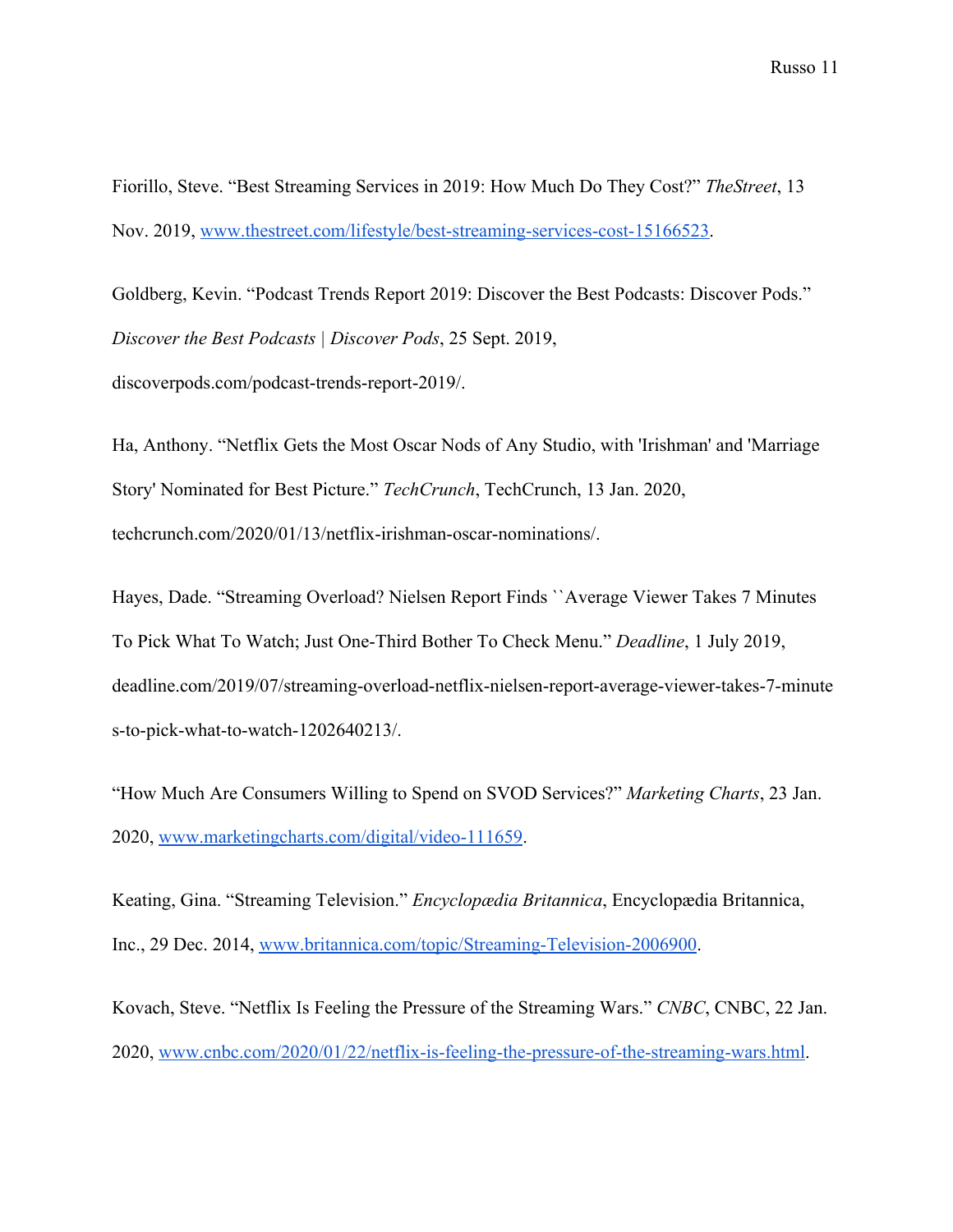Fiorillo, Steve. “Best Streaming Services in 2019: How Much Do They Cost?” *TheStreet*, 13 Nov. 2019, [www.thestreet.com/lifestyle/best-streaming-services-cost-15166523](www.thestreet.com/lifestyle/best-streaming-services-cost-15166523).

Goldberg, Kevin. “Podcast Trends Report 2019: Discover the Best Podcasts: Discover Pods.” *Discover the Best Podcasts | Discover Pods*, 25 Sept. 2019, discoverpods.com/podcast-trends-report-2019/.

Ha, Anthony. “Netflix Gets the Most Oscar Nods of Any Studio, with 'Irishman' and 'Marriage Story' Nominated for Best Picture.” *TechCrunch*, TechCrunch, 13 Jan. 2020, techcrunch.com/2020/01/13/netflix-irishman-oscar-nominations/.

Hayes, Dade. “Streaming Overload? Nielsen Report Finds ``Average Viewer Takes 7 Minutes To Pick What To Watch; Just One-Third Bother To Check Menu.” *Deadline*, 1 July 2019, deadline.com/2019/07/streaming-overload-netflix-nielsen-report-average-viewer-takes-7-minutes-to-pick-what-to-watch-1202640213/.

“How Much Are Consumers Willing to Spend on SVOD Services?” *Marketing Charts*, 23 Jan. 2020, [www.marketingcharts.com/digital/video-111659](www.marketingcharts.com/digital/video-111659).

Keating, Gina. “Streaming Television.” *Encyclopædia Britannica*, Encyclopædia Britannica, Inc., 29 Dec. 2014, [www.britannica.com/topic/Streaming-Television-2006900](www.britannica.com/topic/Streaming-Television-2006900).

Kovach, Steve. “Netflix Is Feeling the Pressure of the Streaming Wars.” *CNBC*, CNBC, 22 Jan. 2020, [www.cnbc.com/2020/01/22/netflix-is-feeling-the-pressure-of-the-streaming-wars.html](www.cnbc.com/2020/01/22/netflix-is-feeling-the-pressure-of-the-streaming-wars.html).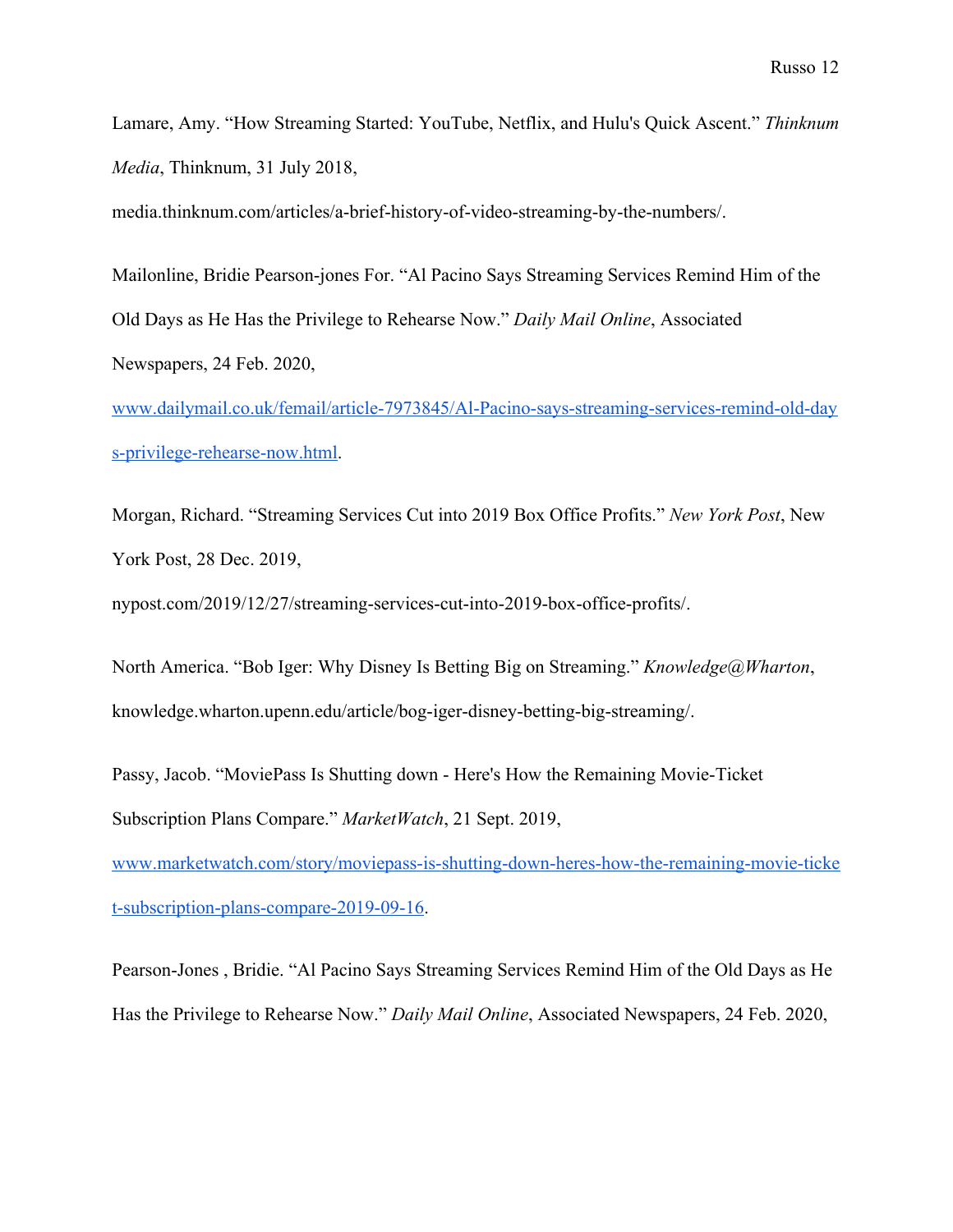Lamare, Amy. “How Streaming Started: YouTube, Netflix, and Hulu's Quick Ascent.” *Thinknum Media*, Thinknum, 31 July 2018, media.thinknum.com/articles/a-brief-history-of-video-streaming-by-the-numbers/.

Mailonline, Bridie Pearson-jones For. “Al Pacino Says Streaming Services Remind Him of the Old Days as He Has the Privilege to Rehearse Now.” *Daily Mail Online*, Associated Newspapers, 24 Feb. 2020, [www.dailymail.co.uk/femail/article-7973845/Al-Pacino-says-streaming-services-remind-old-days-privilege-rehearse-now.html](www.dailymail.co.uk/femail/article-7973845/Al-Pacino-says-streaming-services-remind-old-days-privilege-rehearse-now.html).

Morgan, Richard. “Streaming Services Cut into 2019 Box Office Profits.” *New York Post*, New York Post, 28 Dec. 2019, nypost.com/2019/12/27/streaming-services-cut-into-2019-box-office-profits/.

North America. “Bob Iger: Why Disney Is Betting Big on Streaming.” *Knowledge@Wharton*, knowledge.wharton.upenn.edu/article/bog-iger-disney-betting-big-streaming/.

Passy, Jacob. “MoviePass Is Shutting down - Here's How the Remaining Movie-Ticket Subscription Plans Compare.” *MarketWatch*, 21 Sept. 2019, [www.marketwatch.com/story/moviepass-is-shutting-down-heres-how-the-remaining-movie-ticket-subscription-plans-compare-2019-09-16](www.marketwatch.com/story/moviepass-is-shutting-down-heres-how-the-remaining-movie-ticket-subscription-plans-compare-2019-09-16).

Pearson-Jones , Bridie. “Al Pacino Says Streaming Services Remind Him of the Old Days as He Has the Privilege to Rehearse Now.” *Daily Mail Online*, Associated Newspapers, 24 Feb. 2020,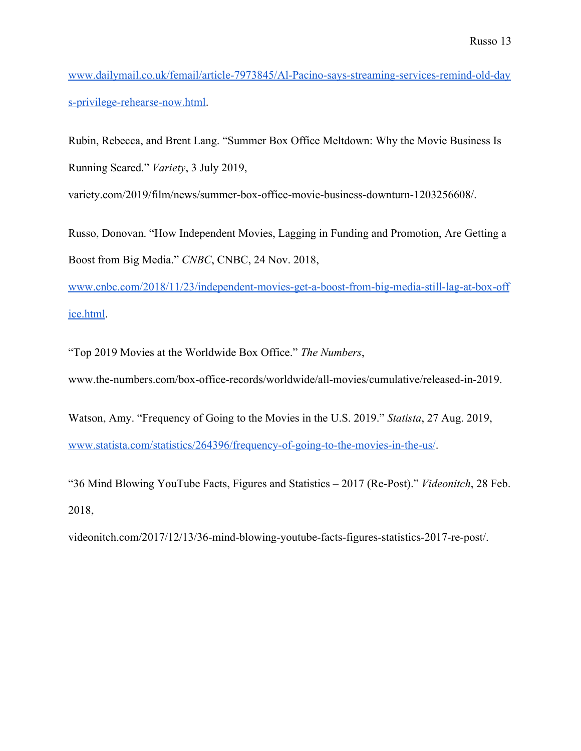www.dailymail.co.uk/femail/article-7973845/Al-Pacino-says-streaming-services-remind-old-days-privilege-rehearse-now.html.

Rubin, Rebecca, and Brent Lang. "Summer Box Office Meltdown: Why the Movie Business Is Running Scared." *Variety*, 3 July 2019, variety.com/2019/film/news/summer-box-office-movie-business-downturn-1203256608/.

Russo, Donovan. "How Independent Movies, Lagging in Funding and Promotion, Are Getting a Boost from Big Media." *CNBC*, CNBC, 24 Nov. 2018, www.cnbc.com/2018/11/23/independent-movies-get-a-boost-from-big-media-still-lag-at-box-office.html.

"Top 2019 Movies at the Worldwide Box Office." *The Numbers*, www.the-numbers.com/box-office-records/worldwide/all-movies/cumulative/released-in-2019.

Watson, Amy. "Frequency of Going to the Movies in the U.S. 2019." *Statista*, 27 Aug. 2019, www.statista.com/statistics/264396/frequency-of-going-to-the-movies-in-the-us/.

"36 Mind Blowing YouTube Facts, Figures and Statistics – 2017 (Re-Post)." *Videonitch*, 28 Feb. 2018, videonitch.com/2017/12/13/36-mind-blowing-youtube-facts-figures-statistics-2017-re-post/.